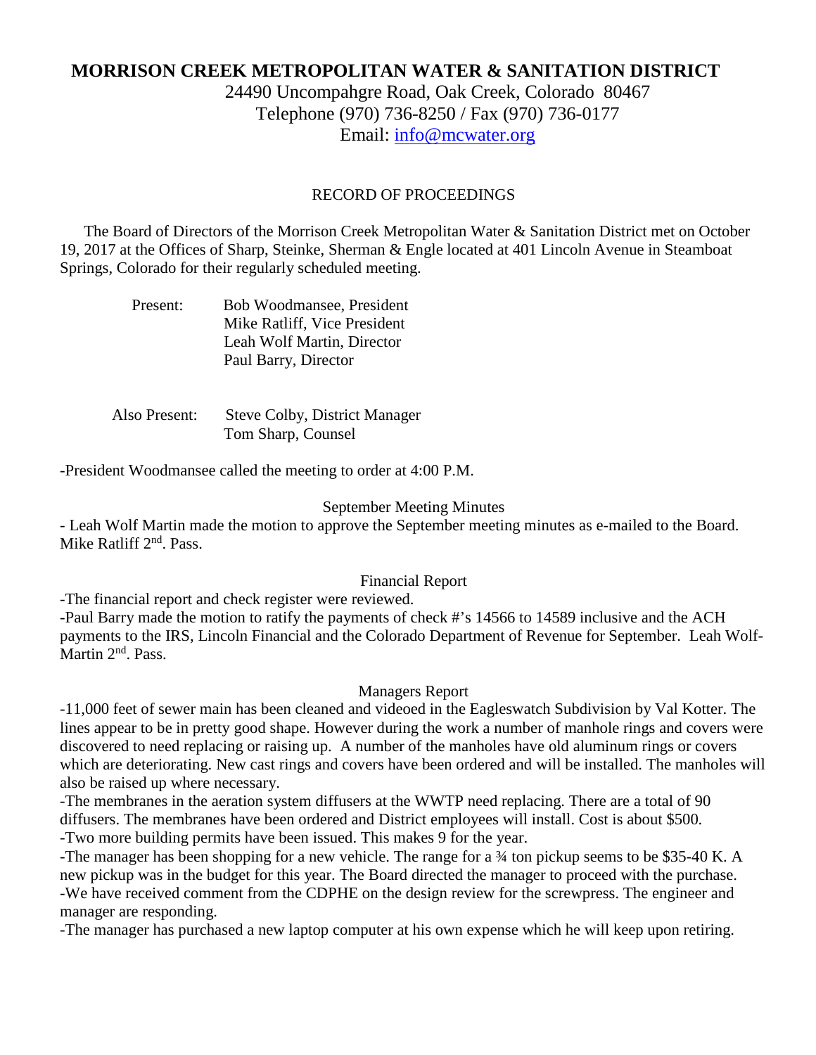# MORRISON CREEK METROPOLITAN WATER & SANITATION DISTRICT

24490 Uncompahgre Road, Oak Creek, Colorado 80467
Telephone (970) 736-8250 / Fax (970) 736-0177
Email: info@mcwater.org

## RECORD OF PROCEEDINGS

The Board of Directors of the Morrison Creek Metropolitan Water & Sanitation District met on October 19, 2017 at the Offices of Sharp, Steinke, Sherman & Engle located at 401 Lincoln Avenue in Steamboat Springs, Colorado for their regularly scheduled meeting.

Present: Bob Woodmansee, President
Mike Ratliff, Vice President
Leah Wolf Martin, Director
Paul Barry, Director

Also Present: Steve Colby, District Manager
Tom Sharp, Counsel

-President Woodmansee called the meeting to order at 4:00 P.M.

### September Meeting Minutes

- Leah Wolf Martin made the motion to approve the September meeting minutes as e-mailed to the Board. Mike Ratliff 2nd. Pass.

### Financial Report

-The financial report and check register were reviewed.
-Paul Barry made the motion to ratify the payments of check #'s 14566 to 14589 inclusive and the ACH payments to the IRS, Lincoln Financial and the Colorado Department of Revenue for September. Leah Wolf-Martin 2nd. Pass.

### Managers Report

-11,000 feet of sewer main has been cleaned and videoed in the Eagleswatch Subdivision by Val Kotter. The lines appear to be in pretty good shape. However during the work a number of manhole rings and covers were discovered to need replacing or raising up. A number of the manholes have old aluminum rings or covers which are deteriorating. New cast rings and covers have been ordered and will be installed. The manholes will also be raised up where necessary.
-The membranes in the aeration system diffusers at the WWTP need replacing. There are a total of 90 diffusers. The membranes have been ordered and District employees will install. Cost is about $500.
-Two more building permits have been issued. This makes 9 for the year.
-The manager has been shopping for a new vehicle. The range for a ¾ ton pickup seems to be $35-40 K. A new pickup was in the budget for this year. The Board directed the manager to proceed with the purchase.
-We have received comment from the CDPHE on the design review for the screwpress. The engineer and manager are responding.
-The manager has purchased a new laptop computer at his own expense which he will keep upon retiring.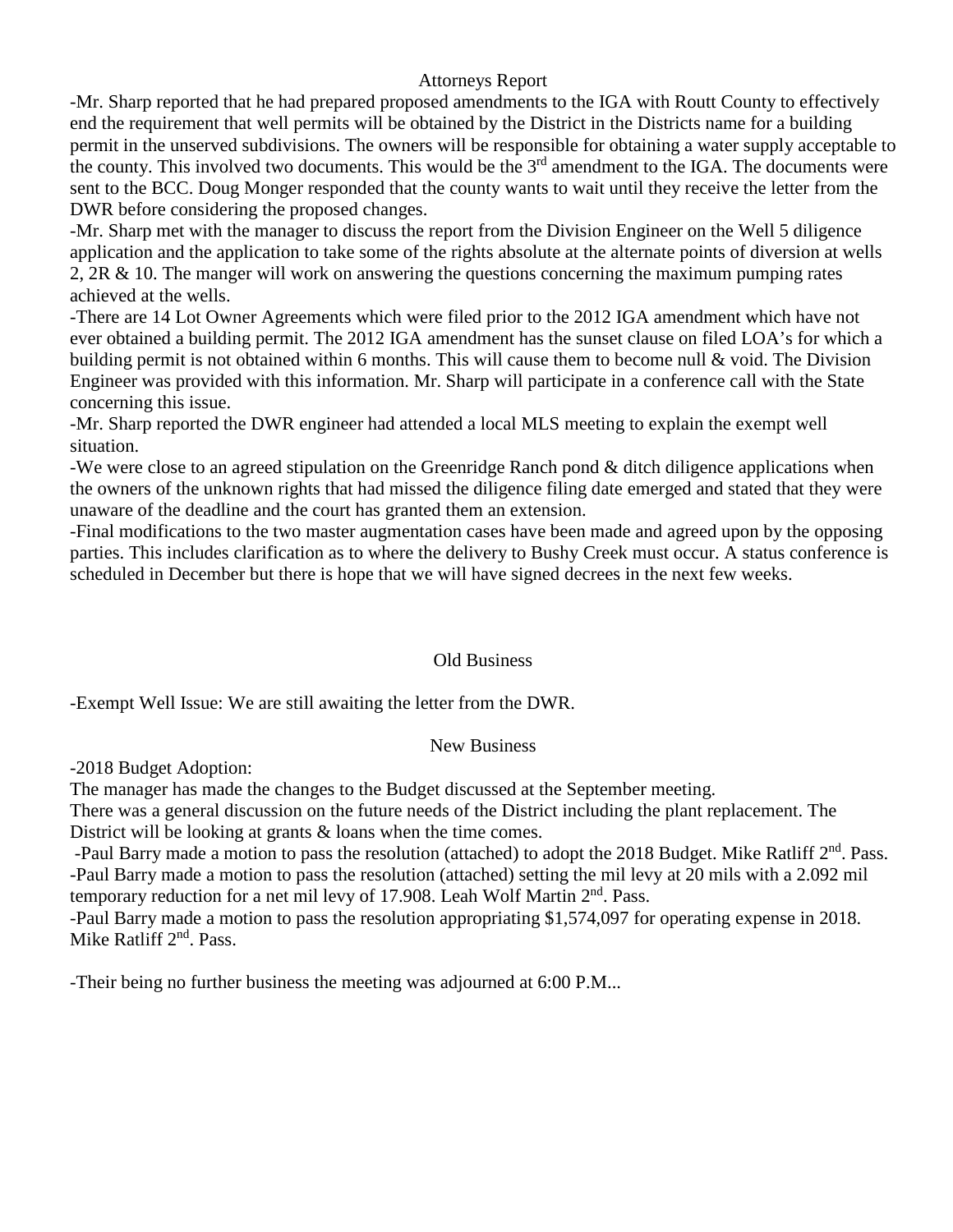## Attorneys Report

-Mr. Sharp reported that he had prepared proposed amendments to the IGA with Routt County to effectively end the requirement that well permits will be obtained by the District in the Districts name for a building permit in the unserved subdivisions. The owners will be responsible for obtaining a water supply acceptable to the county. This involved two documents. This would be the 3rd amendment to the IGA. The documents were sent to the BCC. Doug Monger responded that the county wants to wait until they receive the letter from the DWR before considering the proposed changes.

-Mr. Sharp met with the manager to discuss the report from the Division Engineer on the Well 5 diligence application and the application to take some of the rights absolute at the alternate points of diversion at wells 2, 2R & 10. The manger will work on answering the questions concerning the maximum pumping rates achieved at the wells.

-There are 14 Lot Owner Agreements which were filed prior to the 2012 IGA amendment which have not ever obtained a building permit. The 2012 IGA amendment has the sunset clause on filed LOA's for which a building permit is not obtained within 6 months. This will cause them to become null & void. The Division Engineer was provided with this information. Mr. Sharp will participate in a conference call with the State concerning this issue.

-Mr. Sharp reported the DWR engineer had attended a local MLS meeting to explain the exempt well situation.

-We were close to an agreed stipulation on the Greenridge Ranch pond & ditch diligence applications when the owners of the unknown rights that had missed the diligence filing date emerged and stated that they were unaware of the deadline and the court has granted them an extension.

-Final modifications to the two master augmentation cases have been made and agreed upon by the opposing parties. This includes clarification as to where the delivery to Bushy Creek must occur. A status conference is scheduled in December but there is hope that we will have signed decrees in the next few weeks.

## Old Business

-Exempt Well Issue: We are still awaiting the letter from the DWR.

## New Business

-2018 Budget Adoption:

The manager has made the changes to the Budget discussed at the September meeting.

There was a general discussion on the future needs of the District including the plant replacement. The District will be looking at grants & loans when the time comes.

-Paul Barry made a motion to pass the resolution (attached) to adopt the 2018 Budget. Mike Ratliff 2nd. Pass.

-Paul Barry made a motion to pass the resolution (attached) setting the mil levy at 20 mils with a 2.092 mil temporary reduction for a net mil levy of 17.908. Leah Wolf Martin 2nd. Pass.

-Paul Barry made a motion to pass the resolution appropriating $1,574,097 for operating expense in 2018. Mike Ratliff 2nd. Pass.

-Their being no further business the meeting was adjourned at 6:00 P.M...